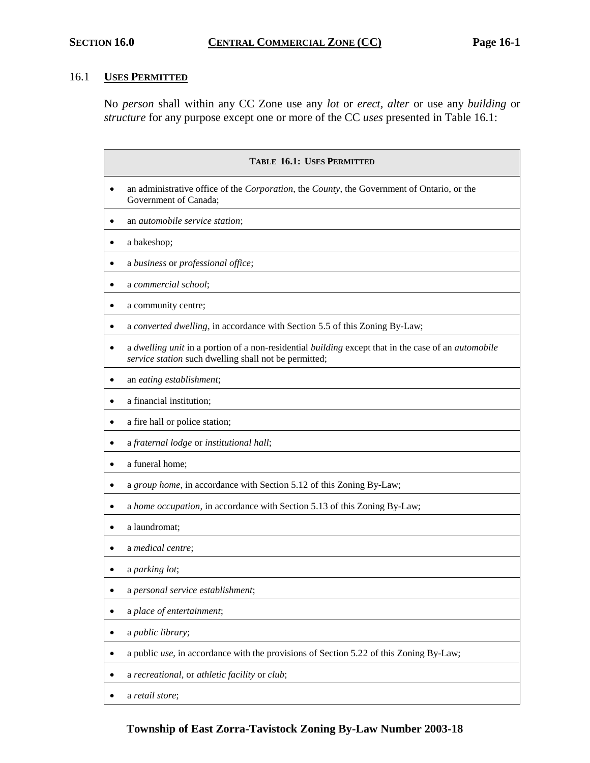# SECTION 16.0 CENTRAL COMMERCIAL ZONE (CC)

## 16.1 USES PERMITTED

No *person* shall within any CC Zone use any *lot* or *erect*, *alter* or use any *building* or *structure* for any purpose except one or more of the CC *uses* presented in Table 16.1:

| TABLE 16.1: USES PERMITTED |
| --- |
| • an administrative office of the *Corporation*, the *County*, the Government of Ontario, or the Government of Canada; |
| • an *automobile service station*; |
| • a bakeshop; |
| • a *business* or *professional office*; |
| • a *commercial school*; |
| • a community centre; |
| • a *converted dwelling*, in accordance with Section 5.5 of this Zoning By-Law; |
| • a *dwelling unit* in a portion of a non-residential *building* except that in the case of an *automobile service station* such dwelling shall not be permitted; |
| • an *eating establishment*; |
| • a financial institution; |
| • a fire hall or police station; |
| • a *fraternal lodge* or *institutional hall*; |
| • a funeral home; |
| • a *group home*, in accordance with Section 5.12 of this Zoning By-Law; |
| • a *home occupation*, in accordance with Section 5.13 of this Zoning By-Law; |
| • a laundromat; |
| • a *medical centre*; |
| • a *parking lot*; |
| • a *personal service establishment*; |
| • a *place of entertainment*; |
| • a *public library*; |
| • a public *use*, in accordance with the provisions of Section 5.22 of this Zoning By-Law; |
| • a *recreational*, or *athletic facility* or *club*; |
| • a *retail store*; |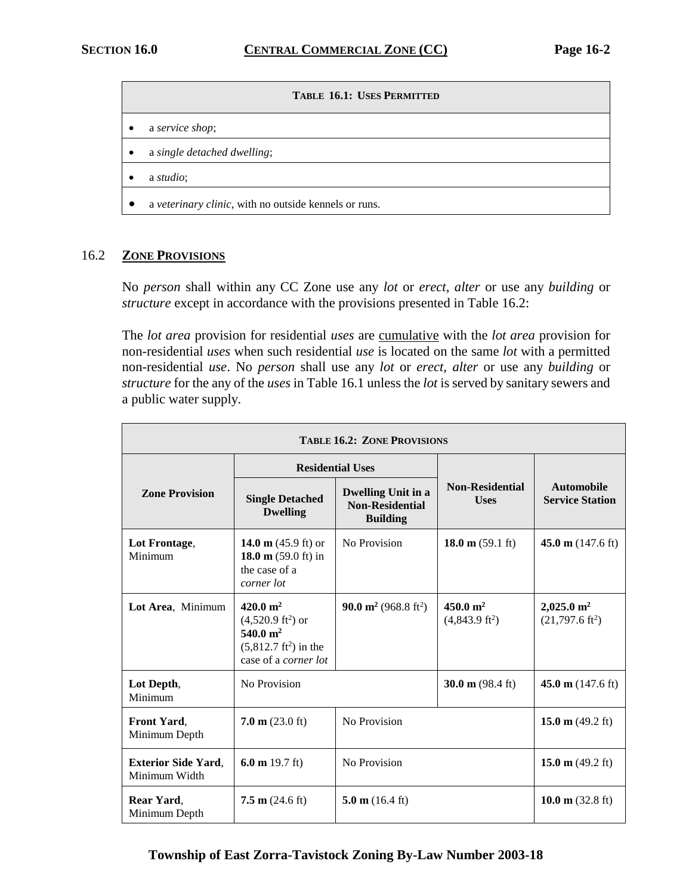| **Table 16.1: Uses Permitted** |
|---|
| • a *service shop*; |
| • a *single detached dwelling*; |
| • a *studio*; |
| • a *veterinary clinic*, with no outside kennels or runs. |

## 16.2 ZONE PROVISIONS

No *person* shall within any CC Zone use any *lot* or *erect*, *alter* or use any *building* or *structure* except in accordance with the provisions presented in Table 16.2:

The *lot area* provision for residential *uses* are cumulative with the *lot area* provision for non-residential *uses* when such residential *use* is located on the same *lot* with a permitted non-residential *use*. No *person* shall use any *lot* or *erect*, *alter* or use any *building* or *structure* for the any of the *uses* in Table 16.1 unless the *lot* is served by sanitary sewers and a public water supply.

**Table 16.2: Zone Provisions**

| Zone Provision | Residential Uses | | Non-Residential Uses | Automobile Service Station |
|---|---|---|---|---|
| | Single Detached Dwelling | Dwelling Unit in a Non-Residential Building | | |
| **Lot Frontage**, Minimum | **14.0 m** (45.9 ft) or **18.0 m** (59.0 ft) in the case of a *corner lot* | No Provision | **18.0 m** (59.1 ft) | **45.0 m** (147.6 ft) |
| **Lot Area**, Minimum | **420.0 m²** (4,520.9 ft²) or **540.0 m²** (5,812.7 ft²) in the case of a *corner lot* | **90.0 m²** (968.8 ft²) | **450.0 m²** (4,843.9 ft²) | **2,025.0 m²** (21,797.6 ft²) |
| **Lot Depth**, Minimum | No Provision | | **30.0 m** (98.4 ft) | **45.0 m** (147.6 ft) |
| **Front Yard**, Minimum Depth | **7.0 m** (23.0 ft) | No Provision | | **15.0 m** (49.2 ft) |
| **Exterior Side Yard**, Minimum Width | **6.0 m** 19.7 ft) | No Provision | | **15.0 m** (49.2 ft) |
| **Rear Yard**, Minimum Depth | **7.5 m** (24.6 ft) | **5.0 m** (16.4 ft) | | **10.0 m** (32.8 ft) |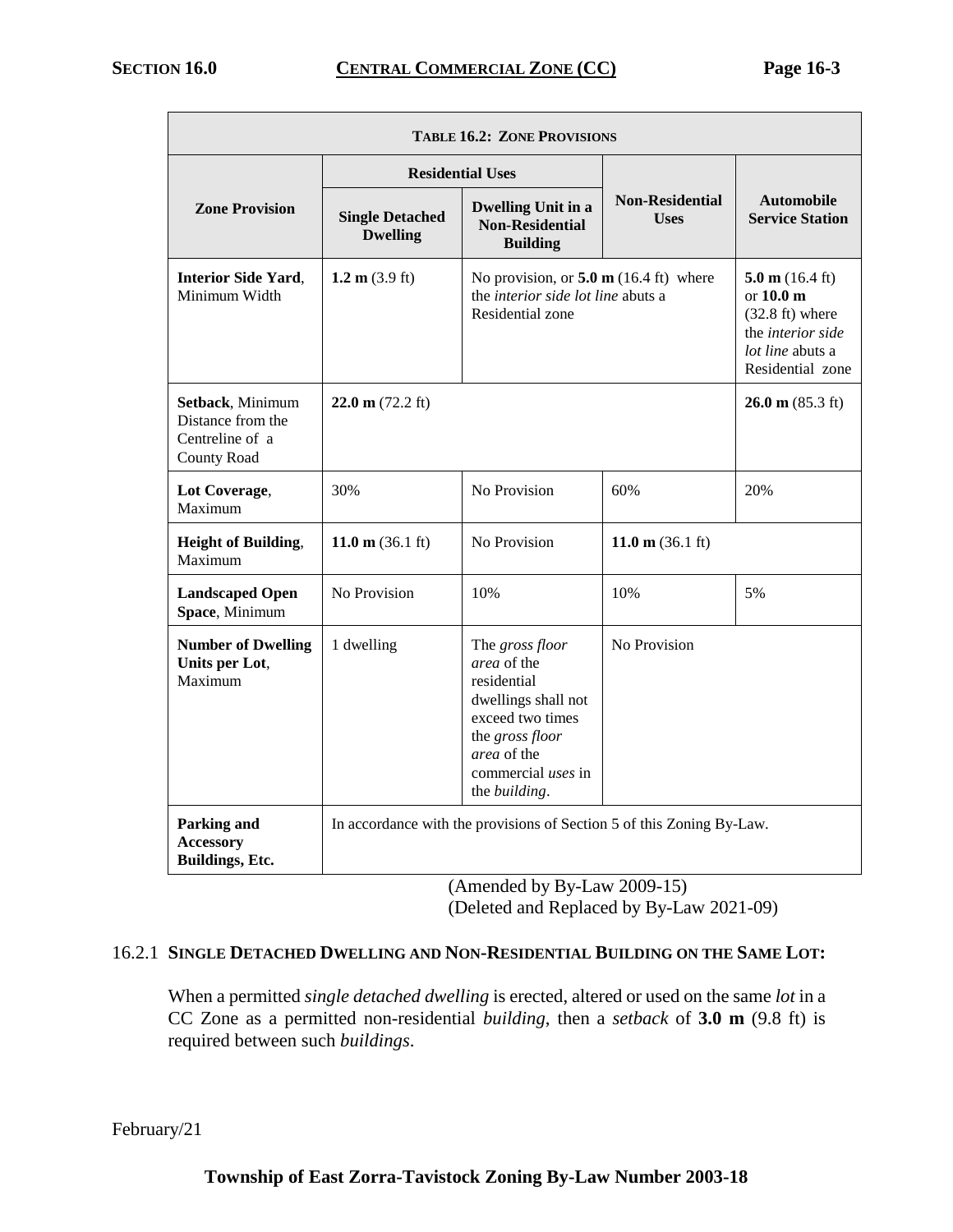**TABLE 16.2: ZONE PROVISIONS**

| Zone Provision | Residential Uses | | Non-Residential Uses | Automobile Service Station |
|---|---|---|---|---|
| | Single Detached Dwelling | Dwelling Unit in a Non-Residential Building | | |
| **Interior Side Yard**, Minimum Width | **1.2 m** (3.9 ft) | No provision, or **5.0 m** (16.4 ft) where the *interior side lot line* abuts a Residential zone | | **5.0 m** (16.4 ft) or **10.0 m** (32.8 ft) where the *interior side lot line* abuts a Residential zone |
| **Setback**, Minimum Distance from the Centreline of a County Road | **22.0 m** (72.2 ft) | | | **26.0 m** (85.3 ft) |
| **Lot Coverage**, Maximum | 30% | No Provision | 60% | 20% |
| **Height of Building**, Maximum | **11.0 m** (36.1 ft) | No Provision | **11.0 m** (36.1 ft) | |
| **Landscaped Open Space**, Minimum | No Provision | 10% | 10% | 5% |
| **Number of Dwelling Units per Lot**, Maximum | 1 dwelling | The *gross floor area* of the residential dwellings shall not exceed two times the *gross floor area* of the commercial *uses* in the *building*. | No Provision | |
| **Parking and Accessory Buildings, Etc.** | In accordance with the provisions of Section 5 of this Zoning By-Law. | | | |

(Amended by By-Law 2009-15)
(Deleted and Replaced by By-Law 2021-09)

16.2.1 **SINGLE DETACHED DWELLING AND NON-RESIDENTIAL BUILDING ON THE SAME LOT:**

When a permitted *single detached dwelling* is erected, altered or used on the same *lot* in a CC Zone as a permitted non-residential *building*, then a *setback* of **3.0 m** (9.8 ft) is required between such *buildings*.

February/21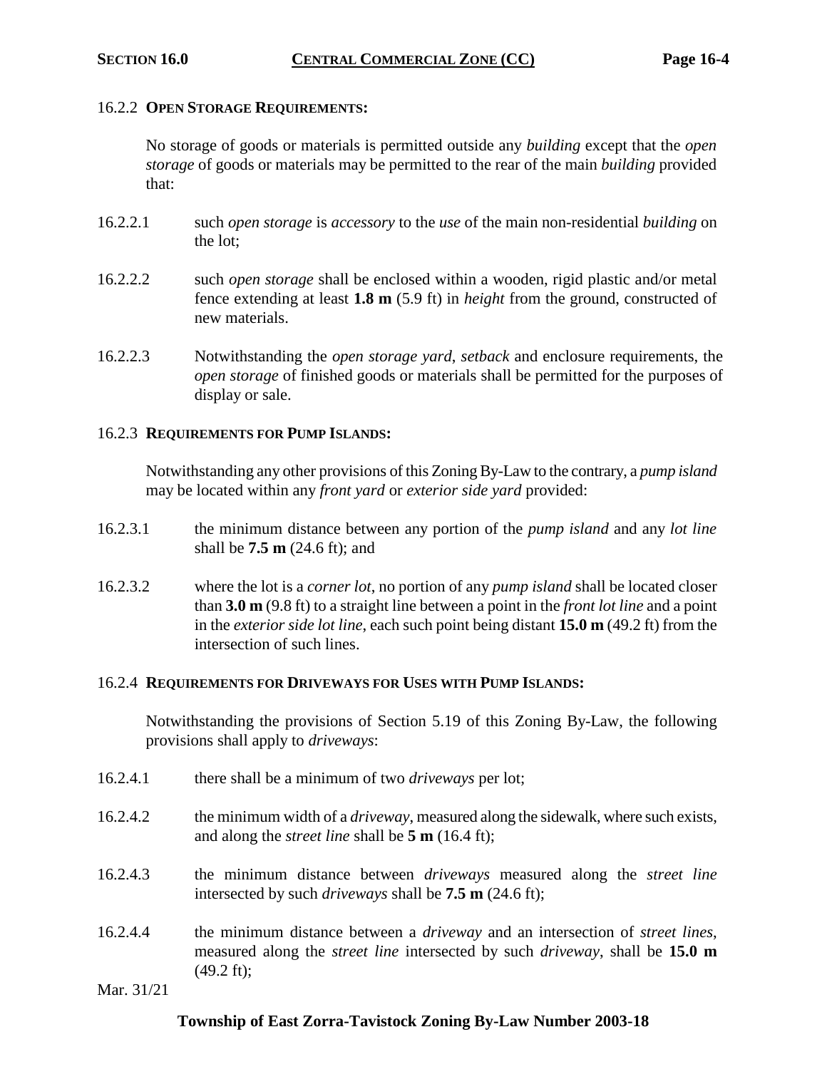16.2.2 **OPEN STORAGE REQUIREMENTS:**

No storage of goods or materials is permitted outside any *building* except that the *open storage* of goods or materials may be permitted to the rear of the main *building* provided that:

16.2.2.1 such *open storage* is *accessory* to the *use* of the main non-residential *building* on the lot;

16.2.2.2 such *open storage* shall be enclosed within a wooden, rigid plastic and/or metal fence extending at least **1.8 m** (5.9 ft) in *height* from the ground, constructed of new materials.

16.2.2.3 Notwithstanding the *open storage yard*, *setback* and enclosure requirements, the *open storage* of finished goods or materials shall be permitted for the purposes of display or sale.

16.2.3 **REQUIREMENTS FOR PUMP ISLANDS:**

Notwithstanding any other provisions of this Zoning By-Law to the contrary, a *pump island* may be located within any *front yard* or *exterior side yard* provided:

16.2.3.1 the minimum distance between any portion of the *pump island* and any *lot line* shall be **7.5 m** (24.6 ft); and

16.2.3.2 where the lot is a *corner lot*, no portion of any *pump island* shall be located closer than **3.0 m** (9.8 ft) to a straight line between a point in the *front lot line* and a point in the *exterior side lot line*, each such point being distant **15.0 m** (49.2 ft) from the intersection of such lines.

16.2.4 **REQUIREMENTS FOR DRIVEWAYS FOR USES WITH PUMP ISLANDS:**

Notwithstanding the provisions of Section 5.19 of this Zoning By-Law, the following provisions shall apply to *driveways*:

16.2.4.1 there shall be a minimum of two *driveways* per lot;

16.2.4.2 the minimum width of a *driveway*, measured along the sidewalk, where such exists, and along the *street line* shall be **5 m** (16.4 ft);

16.2.4.3 the minimum distance between *driveways* measured along the *street line* intersected by such *driveways* shall be **7.5 m** (24.6 ft);

16.2.4.4 the minimum distance between a *driveway* and an intersection of *street lines*, measured along the *street line* intersected by such *driveway*, shall be **15.0 m** (49.2 ft);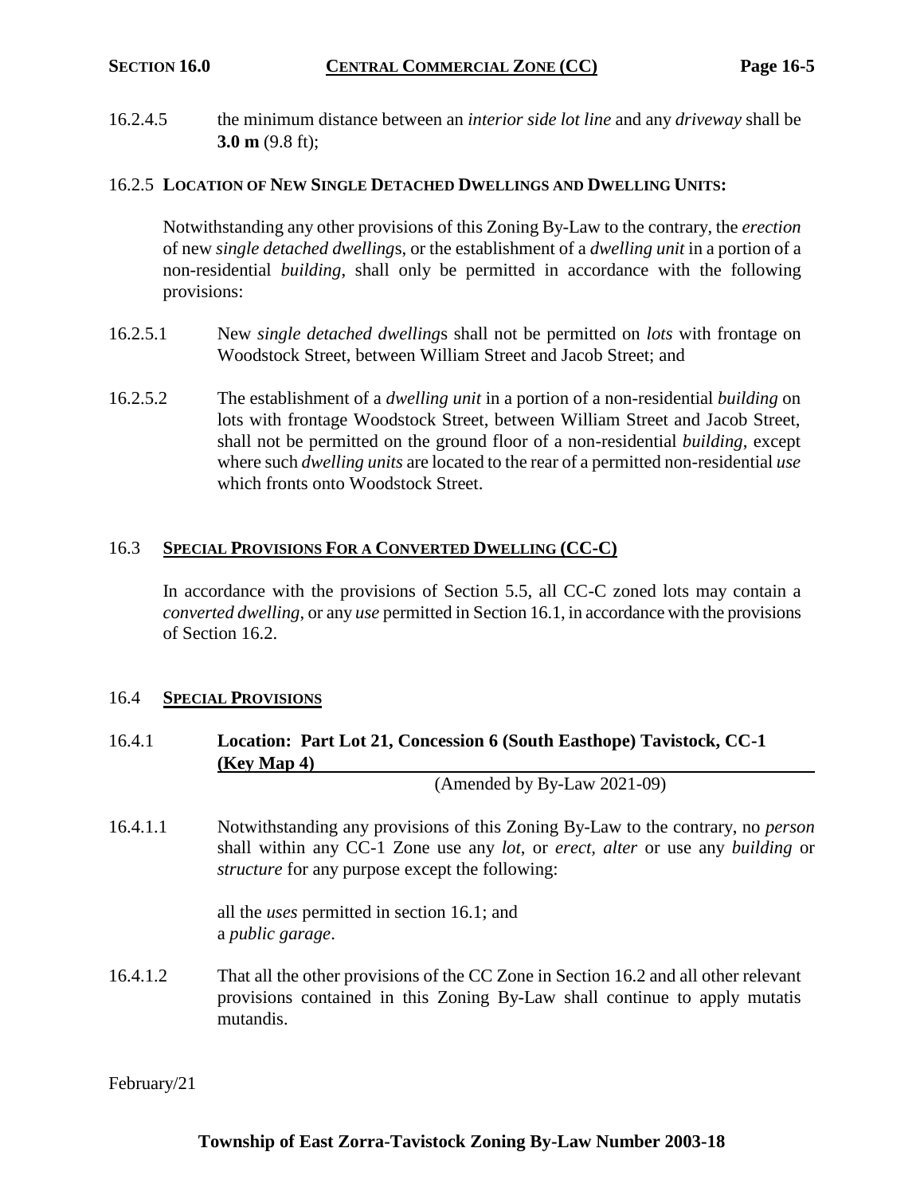16.2.4.5 the minimum distance between an *interior side lot line* and any *driveway* shall be **3.0 m** (9.8 ft);

### 16.2.5 LOCATION OF NEW SINGLE DETACHED DWELLINGS AND DWELLING UNITS:

Notwithstanding any other provisions of this Zoning By-Law to the contrary, the *erection* of new *single detached dwelling*s, or the establishment of a *dwelling unit* in a portion of a non-residential *building*, shall only be permitted in accordance with the following provisions:

16.2.5.1 New *single detached dwelling*s shall not be permitted on *lots* with frontage on Woodstock Street, between William Street and Jacob Street; and

16.2.5.2 The establishment of a *dwelling unit* in a portion of a non-residential *building* on lots with frontage Woodstock Street, between William Street and Jacob Street, shall not be permitted on the ground floor of a non-residential *building*, except where such *dwelling units* are located to the rear of a permitted non-residential *use* which fronts onto Woodstock Street.

## 16.3 SPECIAL PROVISIONS FOR A CONVERTED DWELLING (CC-C)

In accordance with the provisions of Section 5.5, all CC-C zoned lots may contain a *converted dwelling*, or any *use* permitted in Section 16.1, in accordance with the provisions of Section 16.2.

## 16.4 SPECIAL PROVISIONS

### 16.4.1 Location: Part Lot 21, Concession 6 (South Easthope) Tavistock, CC-1 (Key Map 4)

(Amended by By-Law 2021-09)

16.4.1.1 Notwithstanding any provisions of this Zoning By-Law to the contrary, no *person* shall within any CC-1 Zone use any *lot*, or *erect, alter* or use any *building* or *structure* for any purpose except the following:

all the *uses* permitted in section 16.1; and
a *public garage*.

16.4.1.2 That all the other provisions of the CC Zone in Section 16.2 and all other relevant provisions contained in this Zoning By-Law shall continue to apply mutatis mutandis.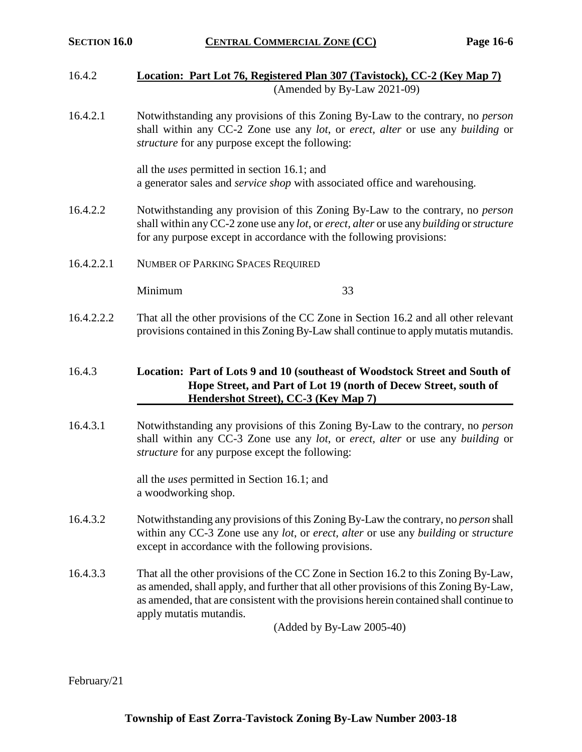16.4.2 **Location: Part Lot 76, Registered Plan 307 (Tavistock), CC-2 (Key Map 7)**
(Amended by By-Law 2021-09)

16.4.2.1 Notwithstanding any provisions of this Zoning By-Law to the contrary, no *person* shall within any CC-2 Zone use any *lot*, or *erect*, *alter* or use any *building* or *structure* for any purpose except the following:

all the *uses* permitted in section 16.1; and
a generator sales and *service shop* with associated office and warehousing.

16.4.2.2 Notwithstanding any provision of this Zoning By-Law to the contrary, no *person* shall within any CC-2 zone use any *lot*, or *erect, alter* or use any *building* or *structure* for any purpose except in accordance with the following provisions:

16.4.2.2.1 NUMBER OF PARKING SPACES REQUIRED

Minimum 33

16.4.2.2.2 That all the other provisions of the CC Zone in Section 16.2 and all other relevant provisions contained in this Zoning By-Law shall continue to apply mutatis mutandis.

16.4.3 **Location: Part of Lots 9 and 10 (southeast of Woodstock Street and South of Hope Street, and Part of Lot 19 (north of Decew Street, south of Hendershot Street), CC-3 (Key Map 7)**

16.4.3.1 Notwithstanding any provisions of this Zoning By-Law to the contrary, no *person* shall within any CC-3 Zone use any *lot*, or *erect*, *alter* or use any *building* or *structure* for any purpose except the following:

all the *uses* permitted in Section 16.1; and
a woodworking shop.

16.4.3.2 Notwithstanding any provisions of this Zoning By-Law the contrary, no *person* shall within any CC-3 Zone use any *lot*, or *erect, alter* or use any *building* or *structure* except in accordance with the following provisions.

16.4.3.3 That all the other provisions of the CC Zone in Section 16.2 to this Zoning By-Law, as amended, shall apply, and further that all other provisions of this Zoning By-Law, as amended, that are consistent with the provisions herein contained shall continue to apply mutatis mutandis.

(Added by By-Law 2005-40)

February/21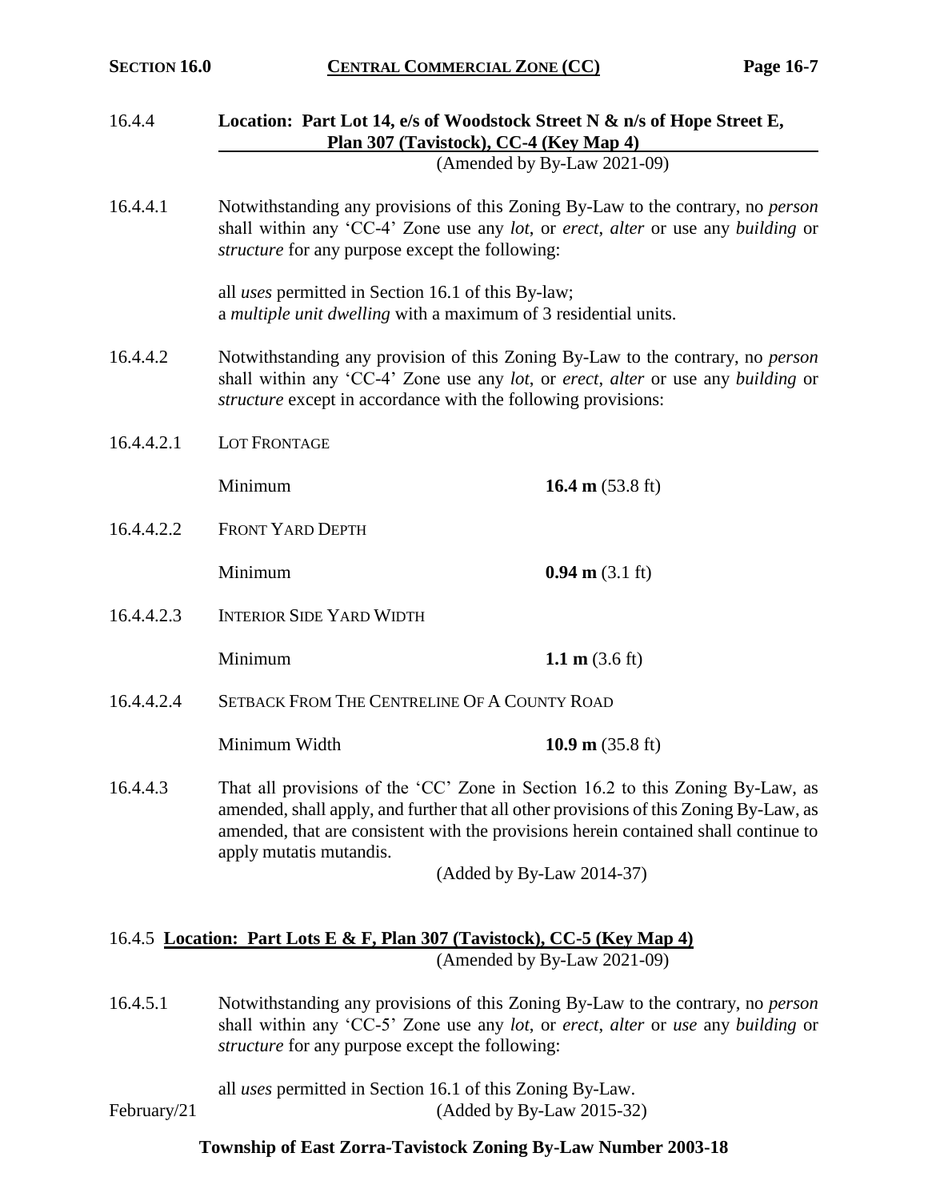### 16.4.4 Location: Part Lot 14, e/s of Woodstock Street N & n/s of Hope Street E, Plan 307 (Tavistock), CC-4 (Key Map 4)

(Amended by By-Law 2021-09)

16.4.4.1 Notwithstanding any provisions of this Zoning By-Law to the contrary, no *person* shall within any 'CC-4' Zone use any *lot*, or *erect*, *alter* or use any *building* or *structure* for any purpose except the following:

all *uses* permitted in Section 16.1 of this By-law;
a *multiple unit dwelling* with a maximum of 3 residential units.

16.4.4.2 Notwithstanding any provision of this Zoning By-Law to the contrary, no *person* shall within any 'CC-4' Zone use any *lot*, or *erect*, *alter* or use any *building* or *structure* except in accordance with the following provisions:

16.4.4.2.1 LOT FRONTAGE

Minimum **16.4 m** (53.8 ft)

16.4.4.2.2 FRONT YARD DEPTH

Minimum **0.94 m** (3.1 ft)

16.4.4.2.3 INTERIOR SIDE YARD WIDTH

Minimum **1.1 m** (3.6 ft)

16.4.4.2.4 SETBACK FROM THE CENTRELINE OF A COUNTY ROAD

Minimum Width **10.9 m** (35.8 ft)

16.4.4.3 That all provisions of the 'CC' Zone in Section 16.2 to this Zoning By-Law, as amended, shall apply, and further that all other provisions of this Zoning By-Law, as amended, that are consistent with the provisions herein contained shall continue to apply mutatis mutandis.

(Added by By-Law 2014-37)

### 16.4.5 Location: Part Lots E & F, Plan 307 (Tavistock), CC-5 (Key Map 4)

(Amended by By-Law 2021-09)

16.4.5.1 Notwithstanding any provisions of this Zoning By-Law to the contrary, no *person* shall within any 'CC-5' Zone use any *lot*, or *erect*, *alter* or *use* any *building* or *structure* for any purpose except the following:

all *uses* permitted in Section 16.1 of this Zoning By-Law.

(Added by By-Law 2015-32)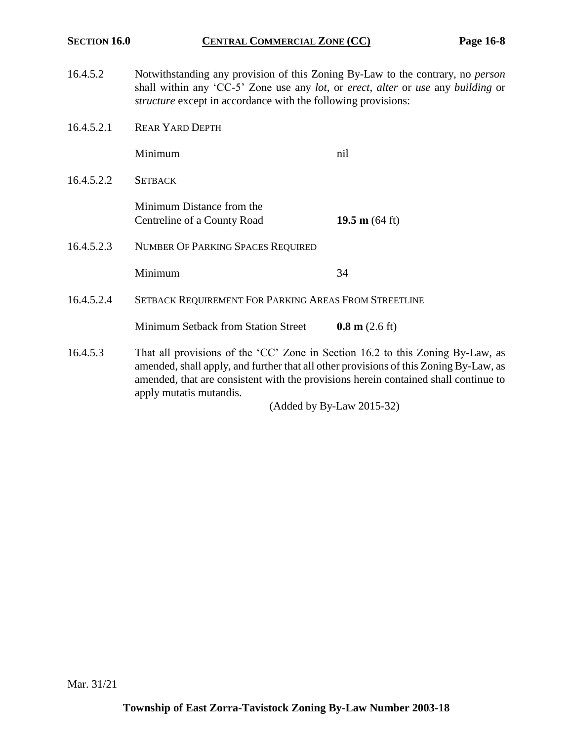16.4.5.2 Notwithstanding any provision of this Zoning By-Law to the contrary, no *person* shall within any 'CC-5' Zone use any *lot*, or *erect*, *alter* or *use* any *building* or *structure* except in accordance with the following provisions:

16.4.5.2.1 REAR YARD DEPTH

| | |
|---|---|
| Minimum | nil |

16.4.5.2.2 SETBACK

| | |
|---|---|
| Minimum Distance from the Centreline of a County Road | **19.5 m** (64 ft) |

16.4.5.2.3 NUMBER OF PARKING SPACES REQUIRED

| | |
|---|---|
| Minimum | 34 |

16.4.5.2.4 SETBACK REQUIREMENT FOR PARKING AREAS FROM STREETLINE

| | |
|---|---|
| Minimum Setback from Station Street | **0.8 m** (2.6 ft) |

16.4.5.3 That all provisions of the 'CC' Zone in Section 16.2 to this Zoning By-Law, as amended, shall apply, and further that all other provisions of this Zoning By-Law, as amended, that are consistent with the provisions herein contained shall continue to apply mutatis mutandis.

(Added by By-Law 2015-32)